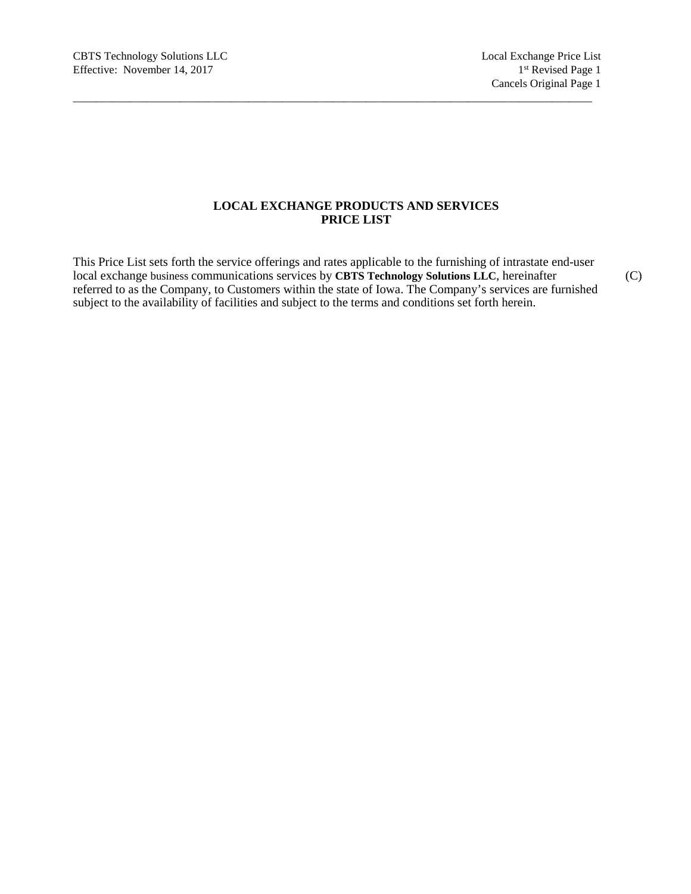# LOCAL EXCHANGE PRODUCTS AND SERVICES
# PRICE LIST

This Price List sets forth the service offerings and rates applicable to the furnishing of intrastate end-user local exchange business communications services by **CBTS Technology Solutions LLC**, hereinafter referred to as the Company, to Customers within the state of Iowa. The Company's services are furnished subject to the availability of facilities and subject to the terms and conditions set forth herein. (C)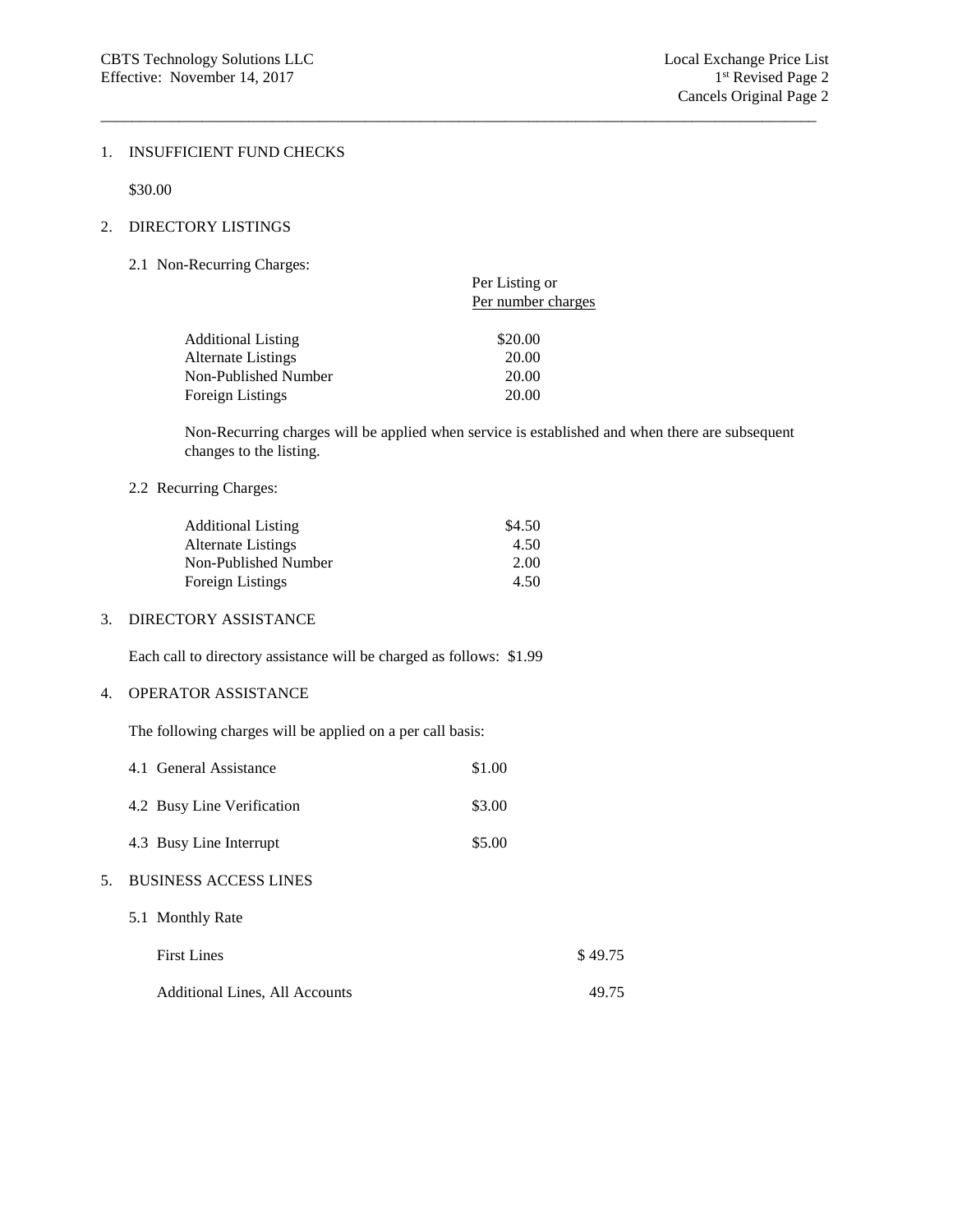## 1. INSUFFICIENT FUND CHECKS

$30.00

## 2. DIRECTORY LISTINGS

### 2.1 Non-Recurring Charges:

| | Per Listing or Per number charges |
|---|---|
| Additional Listing | $20.00 |
| Alternate Listings | 20.00 |
| Non-Published Number | 20.00 |
| Foreign Listings | 20.00 |

Non-Recurring charges will be applied when service is established and when there are subsequent changes to the listing.

### 2.2 Recurring Charges:

| | |
|---|---|
| Additional Listing | $4.50 |
| Alternate Listings | 4.50 |
| Non-Published Number | 2.00 |
| Foreign Listings | 4.50 |

## 3. DIRECTORY ASSISTANCE

Each call to directory assistance will be charged as follows: $1.99

## 4. OPERATOR ASSISTANCE

The following charges will be applied on a per call basis:

| | |
|---|---|
| 4.1 General Assistance | $1.00 |
| 4.2 Busy Line Verification | $3.00 |
| 4.3 Busy Line Interrupt | $5.00 |

## 5. BUSINESS ACCESS LINES

### 5.1 Monthly Rate

| | |
|---|---|
| First Lines | $ 49.75 |
| Additional Lines, All Accounts | 49.75 |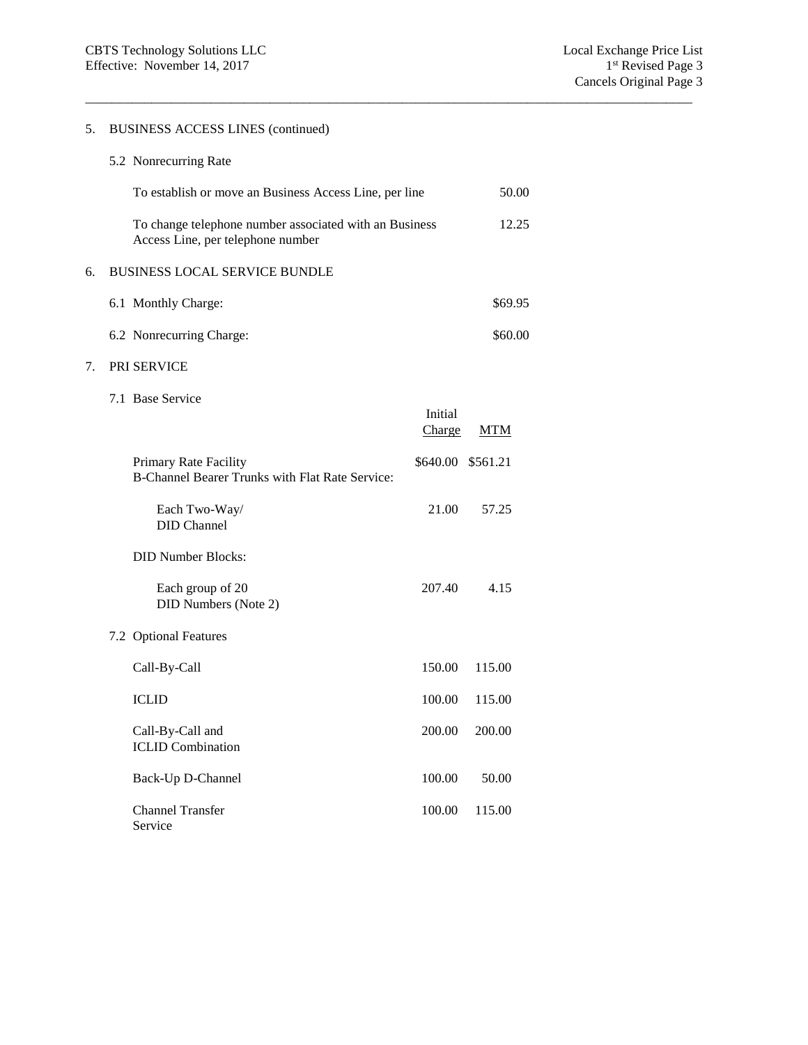## 5. BUSINESS ACCESS LINES (continued)

### 5.2 Nonrecurring Rate

| | |
|---|---|
| To establish or move an Business Access Line, per line | 50.00 |
| To change telephone number associated with an Business Access Line, per telephone number | 12.25 |

## 6. BUSINESS LOCAL SERVICE BUNDLE

| | |
|---|---|
| 6.1 Monthly Charge: | \$69.95 |
| 6.2 Nonrecurring Charge: | \$60.00 |

## 7. PRI SERVICE

### 7.1 Base Service

| | Initial Charge | MTM |
|---|---|---|
| Primary Rate Facility | \$640.00 | \$561.21 |
| B-Channel Bearer Trunks with Flat Rate Service: | | |
| Each Two-Way/ DID Channel | 21.00 | 57.25 |
| DID Number Blocks: | | |
| Each group of 20 DID Numbers (Note 2) | 207.40 | 4.15 |

### 7.2 Optional Features

| | Initial Charge | MTM |
|---|---|---|
| Call-By-Call | 150.00 | 115.00 |
| ICLID | 100.00 | 115.00 |
| Call-By-Call and ICLID Combination | 200.00 | 200.00 |
| Back-Up D-Channel | 100.00 | 50.00 |
| Channel Transfer Service | 100.00 | 115.00 |